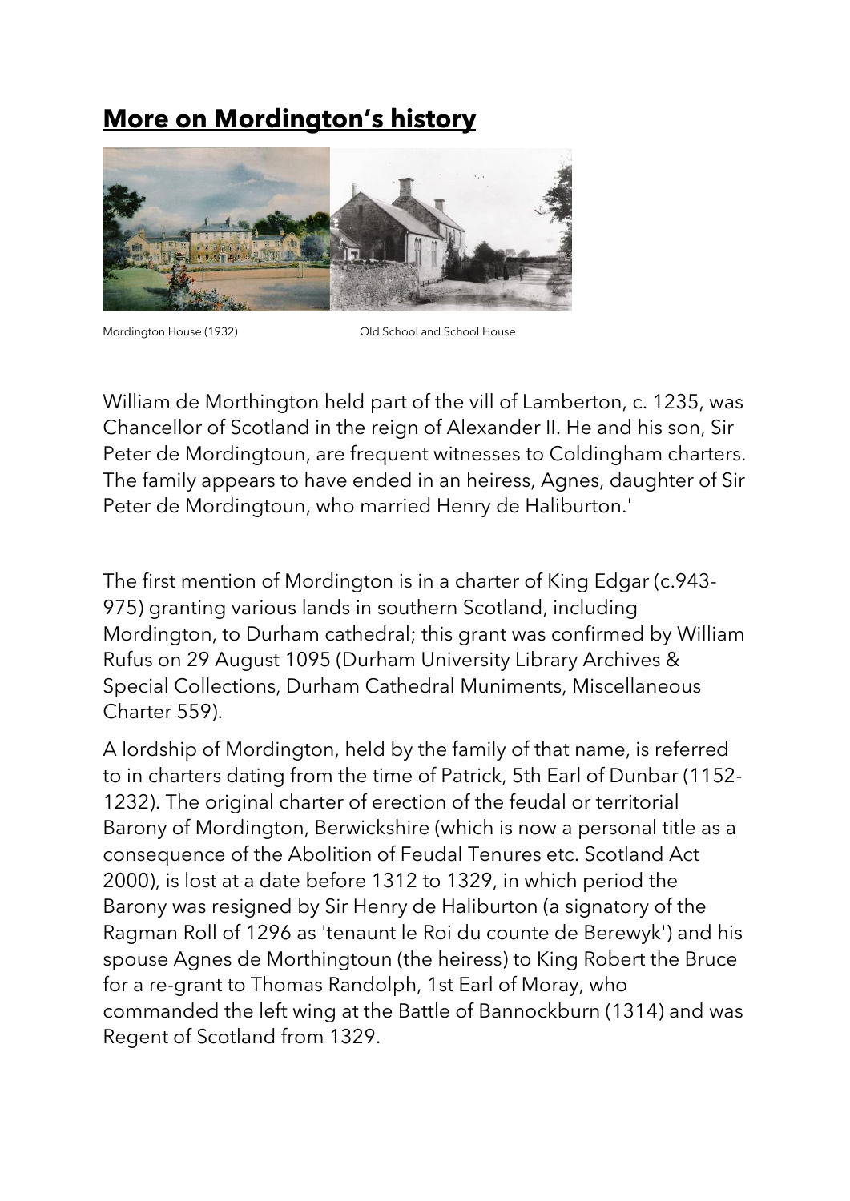# **More on Mordington's history**

Mordington House (1932) Old School and School House

William de Morthington held part of the vill of Lamberton, c. 1235, was Chancellor of Scotland in the reign of Alexander II. He and his son, Sir Peter de Mordingtoun, are frequent witnesses to Coldingham charters. The family appears to have ended in an heiress, Agnes, daughter of Sir Peter de Mordingtoun, who married Henry de Haliburton.'

The first mention of Mordington is in a charter of King Edgar (c.943-975) granting various lands in southern Scotland, including Mordington, to Durham cathedral; this grant was confirmed by William Rufus on 29 August 1095 (Durham University Library Archives & Special Collections, Durham Cathedral Muniments, Miscellaneous Charter 559).

A lordship of Mordington, held by the family of that name, is referred to in charters dating from the time of Patrick, 5th Earl of Dunbar (1152-1232). The original charter of erection of the feudal or territorial Barony of Mordington, Berwickshire (which is now a personal title as a consequence of the Abolition of Feudal Tenures etc. Scotland Act 2000), is lost at a date before 1312 to 1329, in which period the Barony was resigned by Sir Henry de Haliburton (a signatory of the Ragman Roll of 1296 as 'tenaunt le Roi du counte de Berewyk') and his spouse Agnes de Morthingtoun (the heiress) to King Robert the Bruce for a re-grant to Thomas Randolph, 1st Earl of Moray, who commanded the left wing at the Battle of Bannockburn (1314) and was Regent of Scotland from 1329.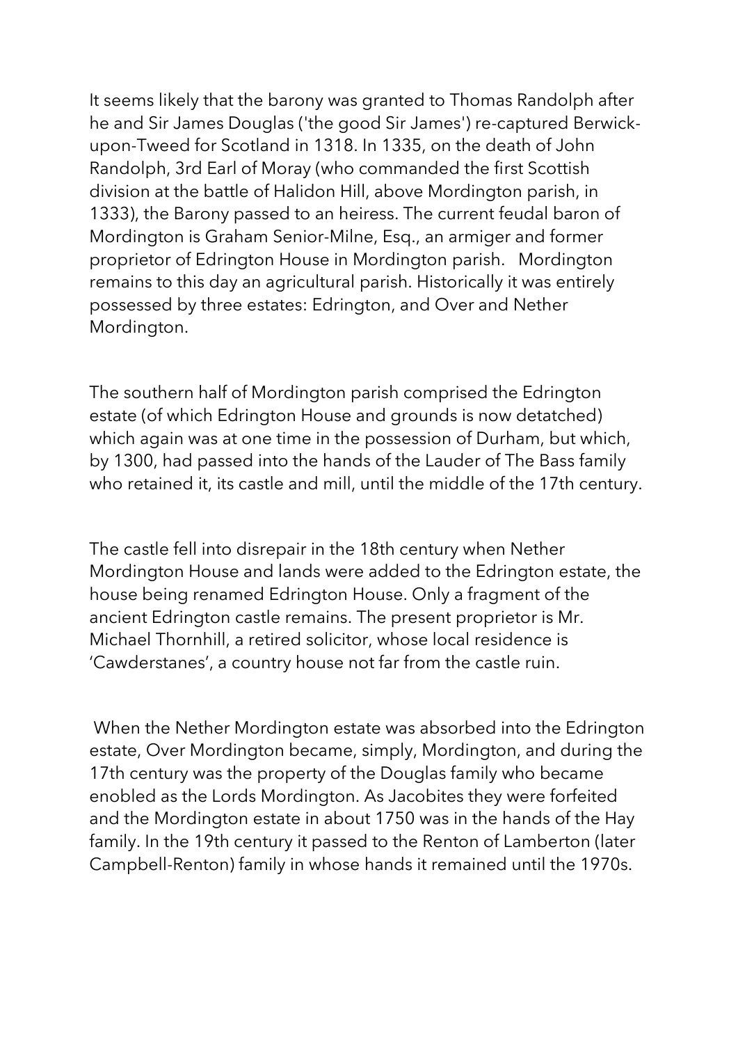It seems likely that the barony was granted to Thomas Randolph after he and Sir James Douglas ('the good Sir James') re-captured Berwick-upon-Tweed for Scotland in 1318. In 1335, on the death of John Randolph, 3rd Earl of Moray (who commanded the first Scottish division at the battle of Halidon Hill, above Mordington parish, in 1333), the Barony passed to an heiress. The current feudal baron of Mordington is Graham Senior-Milne, Esq., an armiger and former proprietor of Edrington House in Mordington parish. Mordington remains to this day an agricultural parish. Historically it was entirely possessed by three estates: Edrington, and Over and Nether Mordington.

The southern half of Mordington parish comprised the Edrington estate (of which Edrington House and grounds is now detatched) which again was at one time in the possession of Durham, but which, by 1300, had passed into the hands of the Lauder of The Bass family who retained it, its castle and mill, until the middle of the 17th century.

The castle fell into disrepair in the 18th century when Nether Mordington House and lands were added to the Edrington estate, the house being renamed Edrington House. Only a fragment of the ancient Edrington castle remains. The present proprietor is Mr. Michael Thornhill, a retired solicitor, whose local residence is 'Cawderstanes', a country house not far from the castle ruin.

When the Nether Mordington estate was absorbed into the Edrington estate, Over Mordington became, simply, Mordington, and during the 17th century was the property of the Douglas family who became enobled as the Lords Mordington. As Jacobites they were forfeited and the Mordington estate in about 1750 was in the hands of the Hay family. In the 19th century it passed to the Renton of Lamberton (later Campbell-Renton) family in whose hands it remained until the 1970s.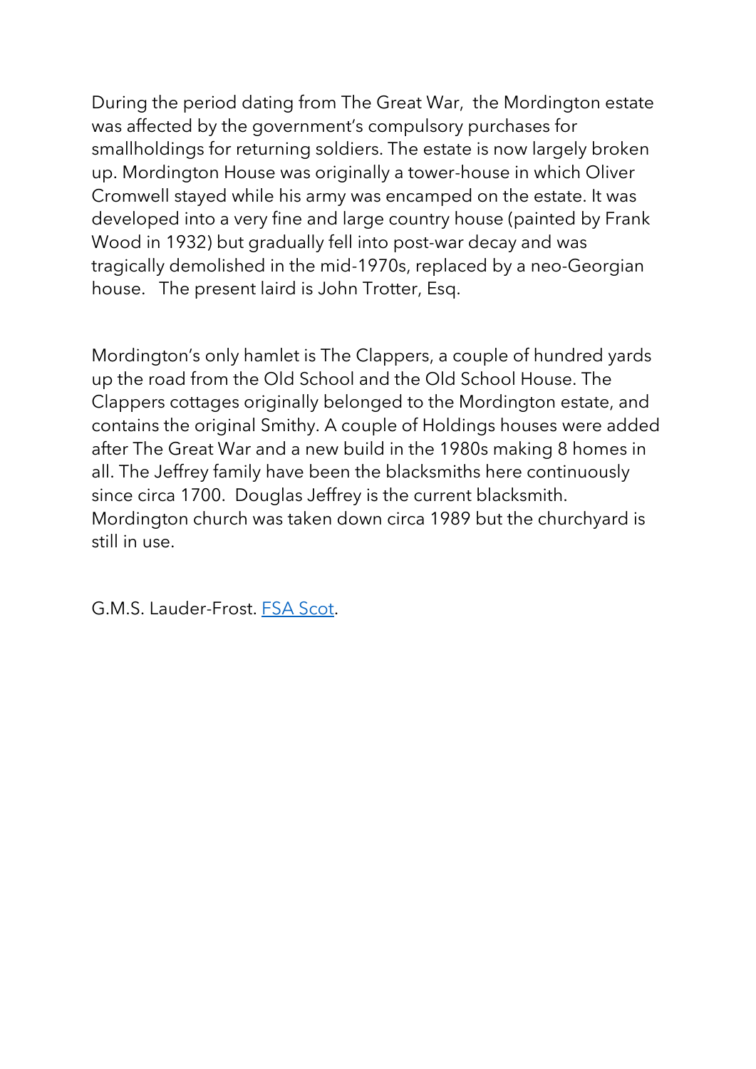During the period dating from The Great War,  the Mordington estate was affected by the government's compulsory purchases for smallholdings for returning soldiers. The estate is now largely broken up. Mordington House was originally a tower-house in which Oliver Cromwell stayed while his army was encamped on the estate. It was developed into a very fine and large country house (painted by Frank Wood in 1932) but gradually fell into post-war decay and was tragically demolished in the mid-1970s, replaced by a neo-Georgian house.   The present laird is John Trotter, Esq.

Mordington's only hamlet is The Clappers, a couple of hundred yards up the road from the Old School and the Old School House. The Clappers cottages originally belonged to the Mordington estate, and contains the original Smithy. A couple of Holdings houses were added after The Great War and a new build in the 1980s making 8 homes in all. The Jeffrey family have been the blacksmiths here continuously since circa 1700.  Douglas Jeffrey is the current blacksmith. Mordington church was taken down circa 1989 but the churchyard is still in use.

G.M.S. Lauder-Frost. FSA Scot.